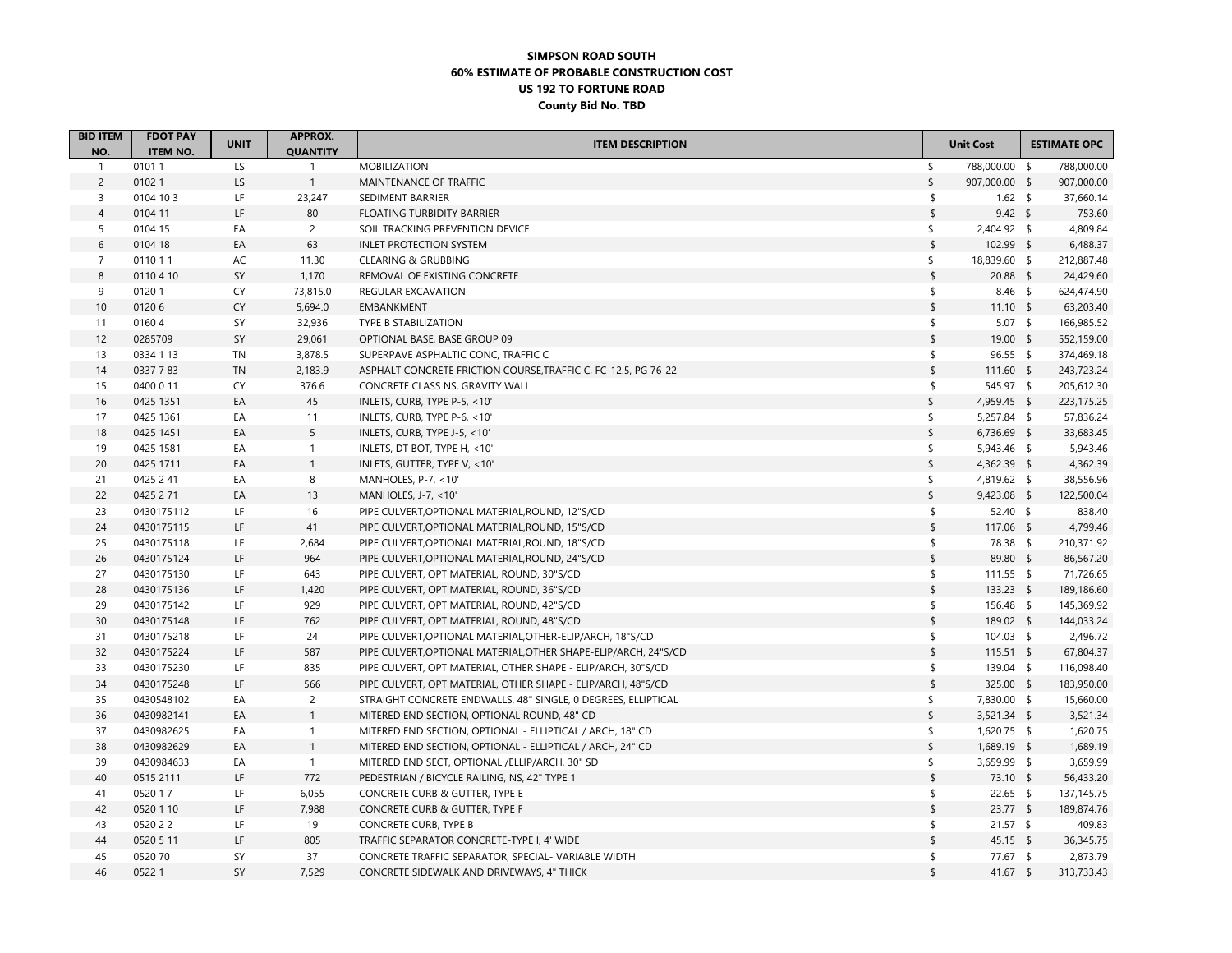**SIMPSON ROAD SOUTH**
**60% ESTIMATE OF PROBABLE CONSTRUCTION COST**
**US 192 TO FORTUNE ROAD**
**County Bid No. TBD**

| BID ITEM NO. | FDOT PAY ITEM NO. | UNIT | APPROX. QUANTITY | ITEM DESCRIPTION | Unit Cost | ESTIMATE OPC |
|---|---|---|---|---|---|---|
| 1 | 0101 1 | LS | 1 | MOBILIZATION | $ 788,000.00 | $ 788,000.00 |
| 2 | 0102 1 | LS | 1 | MAINTENANCE OF TRAFFIC | $ 907,000.00 | $ 907,000.00 |
| 3 | 0104 10 3 | LF | 23,247 | SEDIMENT BARRIER | $ 1.62 | $ 37,660.14 |
| 4 | 0104 11 | LF | 80 | FLOATING TURBIDITY BARRIER | $ 9.42 | $ 753.60 |
| 5 | 0104 15 | EA | 2 | SOIL TRACKING PREVENTION DEVICE | $ 2,404.92 | $ 4,809.84 |
| 6 | 0104 18 | EA | 63 | INLET PROTECTION SYSTEM | $ 102.99 | $ 6,488.37 |
| 7 | 0110 1 1 | AC | 11.30 | CLEARING & GRUBBING | $ 18,839.60 | $ 212,887.48 |
| 8 | 0110 4 10 | SY | 1,170 | REMOVAL OF EXISTING CONCRETE | $ 20.88 | $ 24,429.60 |
| 9 | 0120 1 | CY | 73,815.0 | REGULAR EXCAVATION | $ 8.46 | $ 624,474.90 |
| 10 | 0120 6 | CY | 5,694.0 | EMBANKMENT | $ 11.10 | $ 63,203.40 |
| 11 | 0160 4 | SY | 32,936 | TYPE B STABILIZATION | $ 5.07 | $ 166,985.52 |
| 12 | 0285709 | SY | 29,061 | OPTIONAL BASE, BASE GROUP 09 | $ 19.00 | $ 552,159.00 |
| 13 | 0334 1 13 | TN | 3,878.5 | SUPERPAVE ASPHALTIC CONC, TRAFFIC C | $ 96.55 | $ 374,469.18 |
| 14 | 0337 7 83 | TN | 2,183.9 | ASPHALT CONCRETE FRICTION COURSE,TRAFFIC C, FC-12.5, PG 76-22 | $ 111.60 | $ 243,723.24 |
| 15 | 0400 0 11 | CY | 376.6 | CONCRETE CLASS NS, GRAVITY WALL | $ 545.97 | $ 205,612.30 |
| 16 | 0425 1351 | EA | 45 | INLETS, CURB, TYPE P-5, <10' | $ 4,959.45 | $ 223,175.25 |
| 17 | 0425 1361 | EA | 11 | INLETS, CURB, TYPE P-6, <10' | $ 5,257.84 | $ 57,836.24 |
| 18 | 0425 1451 | EA | 5 | INLETS, CURB, TYPE J-5, <10' | $ 6,736.69 | $ 33,683.45 |
| 19 | 0425 1581 | EA | 1 | INLETS, DT BOT, TYPE H, <10' | $ 5,943.46 | $ 5,943.46 |
| 20 | 0425 1711 | EA | 1 | INLETS, GUTTER, TYPE V, <10' | $ 4,362.39 | $ 4,362.39 |
| 21 | 0425 2 41 | EA | 8 | MANHOLES, P-7, <10' | $ 4,819.62 | $ 38,556.96 |
| 22 | 0425 2 71 | EA | 13 | MANHOLES, J-7, <10' | $ 9,423.08 | $ 122,500.04 |
| 23 | 0430175112 | LF | 16 | PIPE CULVERT,OPTIONAL MATERIAL,ROUND, 12"S/CD | $ 52.40 | $ 838.40 |
| 24 | 0430175115 | LF | 41 | PIPE CULVERT,OPTIONAL MATERIAL,ROUND, 15"S/CD | $ 117.06 | $ 4,799.46 |
| 25 | 0430175118 | LF | 2,684 | PIPE CULVERT,OPTIONAL MATERIAL,ROUND, 18"S/CD | $ 78.38 | $ 210,371.92 |
| 26 | 0430175124 | LF | 964 | PIPE CULVERT,OPTIONAL MATERIAL,ROUND, 24"S/CD | $ 89.80 | $ 86,567.20 |
| 27 | 0430175130 | LF | 643 | PIPE CULVERT, OPT MATERIAL, ROUND, 30"S/CD | $ 111.55 | $ 71,726.65 |
| 28 | 0430175136 | LF | 1,420 | PIPE CULVERT, OPT MATERIAL, ROUND, 36"S/CD | $ 133.23 | $ 189,186.60 |
| 29 | 0430175142 | LF | 929 | PIPE CULVERT, OPT MATERIAL, ROUND, 42"S/CD | $ 156.48 | $ 145,369.92 |
| 30 | 0430175148 | LF | 762 | PIPE CULVERT, OPT MATERIAL, ROUND, 48"S/CD | $ 189.02 | $ 144,033.24 |
| 31 | 0430175218 | LF | 24 | PIPE CULVERT,OPTIONAL MATERIAL,OTHER-ELIP/ARCH, 18"S/CD | $ 104.03 | $ 2,496.72 |
| 32 | 0430175224 | LF | 587 | PIPE CULVERT,OPTIONAL MATERIAL,OTHER SHAPE-ELIP/ARCH, 24"S/CD | $ 115.51 | $ 67,804.37 |
| 33 | 0430175230 | LF | 835 | PIPE CULVERT, OPT MATERIAL, OTHER SHAPE - ELIP/ARCH, 30"S/CD | $ 139.04 | $ 116,098.40 |
| 34 | 0430175248 | LF | 566 | PIPE CULVERT, OPT MATERIAL, OTHER SHAPE - ELIP/ARCH, 48"S/CD | $ 325.00 | $ 183,950.00 |
| 35 | 0430548102 | EA | 2 | STRAIGHT CONCRETE ENDWALLS, 48" SINGLE, 0 DEGREES, ELLIPTICAL | $ 7,830.00 | $ 15,660.00 |
| 36 | 0430982141 | EA | 1 | MITERED END SECTION, OPTIONAL ROUND, 48" CD | $ 3,521.34 | $ 3,521.34 |
| 37 | 0430982625 | EA | 1 | MITERED END SECTION, OPTIONAL - ELLIPTICAL / ARCH, 18" CD | $ 1,620.75 | $ 1,620.75 |
| 38 | 0430982629 | EA | 1 | MITERED END SECTION, OPTIONAL - ELLIPTICAL / ARCH, 24" CD | $ 1,689.19 | $ 1,689.19 |
| 39 | 0430984633 | EA | 1 | MITERED END SECT, OPTIONAL /ELLIP/ARCH, 30" SD | $ 3,659.99 | $ 3,659.99 |
| 40 | 0515 2111 | LF | 772 | PEDESTRIAN / BICYCLE RAILING, NS, 42" TYPE 1 | $ 73.10 | $ 56,433.20 |
| 41 | 0520 1 7 | LF | 6,055 | CONCRETE CURB & GUTTER, TYPE E | $ 22.65 | $ 137,145.75 |
| 42 | 0520 1 10 | LF | 7,988 | CONCRETE CURB & GUTTER, TYPE F | $ 23.77 | $ 189,874.76 |
| 43 | 0520 2 2 | LF | 19 | CONCRETE CURB, TYPE B | $ 21.57 | $ 409.83 |
| 44 | 0520 5 11 | LF | 805 | TRAFFIC SEPARATOR CONCRETE-TYPE I, 4' WIDE | $ 45.15 | $ 36,345.75 |
| 45 | 0520 70 | SY | 37 | CONCRETE TRAFFIC SEPARATOR, SPECIAL- VARIABLE WIDTH | $ 77.67 | $ 2,873.79 |
| 46 | 0522 1 | SY | 7,529 | CONCRETE SIDEWALK AND DRIVEWAYS, 4" THICK | $ 41.67 | $ 313,733.43 |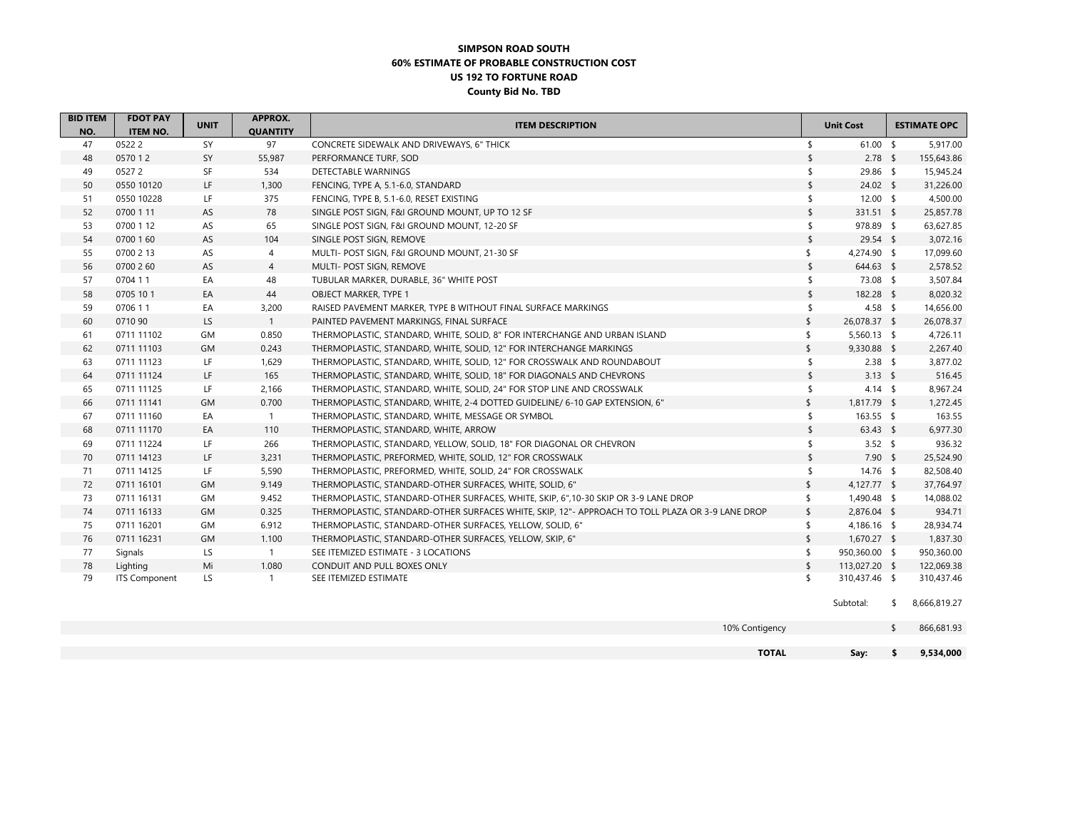**SIMPSON ROAD SOUTH**
**60% ESTIMATE OF PROBABLE CONSTRUCTION COST**
**US 192 TO FORTUNE ROAD**
**County Bid No. TBD**

| BID ITEM NO. | FDOT PAY ITEM NO. | UNIT | APPROX. QUANTITY | ITEM DESCRIPTION | Unit Cost | ESTIMATE OPC |
|---|---|---|---|---|---|---|
| 47 | 0522 2 | SY | 97 | CONCRETE SIDEWALK AND DRIVEWAYS, 6" THICK | $ 61.00 | $ 5,917.00 |
| 48 | 0570 1 2 | SY | 55,987 | PERFORMANCE TURF, SOD | $ 2.78 | $ 155,643.86 |
| 49 | 0527 2 | SF | 534 | DETECTABLE WARNINGS | $ 29.86 | $ 15,945.24 |
| 50 | 0550 10120 | LF | 1,300 | FENCING, TYPE A, 5.1-6.0, STANDARD | $ 24.02 | $ 31,226.00 |
| 51 | 0550 10228 | LF | 375 | FENCING, TYPE B, 5.1-6.0, RESET EXISTING | $ 12.00 | $ 4,500.00 |
| 52 | 0700 1 11 | AS | 78 | SINGLE POST SIGN, F&I GROUND MOUNT, UP TO 12 SF | $ 331.51 | $ 25,857.78 |
| 53 | 0700 1 12 | AS | 65 | SINGLE POST SIGN, F&I GROUND MOUNT, 12-20 SF | $ 978.89 | $ 63,627.85 |
| 54 | 0700 1 60 | AS | 104 | SINGLE POST SIGN, REMOVE | $ 29.54 | $ 3,072.16 |
| 55 | 0700 2 13 | AS | 4 | MULTI- POST SIGN, F&I GROUND MOUNT, 21-30 SF | $ 4,274.90 | $ 17,099.60 |
| 56 | 0700 2 60 | AS | 4 | MULTI- POST SIGN, REMOVE | $ 644.63 | $ 2,578.52 |
| 57 | 0704 1 1 | EA | 48 | TUBULAR MARKER, DURABLE, 36" WHITE POST | $ 73.08 | $ 3,507.84 |
| 58 | 0705 10 1 | EA | 44 | OBJECT MARKER, TYPE 1 | $ 182.28 | $ 8,020.32 |
| 59 | 0706 1 1 | EA | 3,200 | RAISED PAVEMENT MARKER, TYPE B WITHOUT FINAL SURFACE MARKINGS | $ 4.58 | $ 14,656.00 |
| 60 | 0710 90 | LS | 1 | PAINTED PAVEMENT MARKINGS, FINAL SURFACE | $ 26,078.37 | $ 26,078.37 |
| 61 | 0711 11102 | GM | 0.850 | THERMOPLASTIC, STANDARD, WHITE, SOLID, 8" FOR INTERCHANGE AND URBAN ISLAND | $ 5,560.13 | $ 4,726.11 |
| 62 | 0711 11103 | GM | 0.243 | THERMOPLASTIC, STANDARD, WHITE, SOLID, 12" FOR INTERCHANGE MARKINGS | $ 9,330.88 | $ 2,267.40 |
| 63 | 0711 11123 | LF | 1,629 | THERMOPLASTIC, STANDARD, WHITE, SOLID, 12" FOR CROSSWALK AND ROUNDABOUT | $ 2.38 | $ 3,877.02 |
| 64 | 0711 11124 | LF | 165 | THERMOPLASTIC, STANDARD, WHITE, SOLID, 18" FOR DIAGONALS AND CHEVRONS | $ 3.13 | $ 516.45 |
| 65 | 0711 11125 | LF | 2,166 | THERMOPLASTIC, STANDARD, WHITE, SOLID, 24" FOR STOP LINE AND CROSSWALK | $ 4.14 | $ 8,967.24 |
| 66 | 0711 11141 | GM | 0.700 | THERMOPLASTIC, STANDARD, WHITE, 2-4 DOTTED GUIDELINE/ 6-10 GAP EXTENSION, 6" | $ 1,817.79 | $ 1,272.45 |
| 67 | 0711 11160 | EA | 1 | THERMOPLASTIC, STANDARD, WHITE, MESSAGE OR SYMBOL | $ 163.55 | $ 163.55 |
| 68 | 0711 11170 | EA | 110 | THERMOPLASTIC, STANDARD, WHITE, ARROW | $ 63.43 | $ 6,977.30 |
| 69 | 0711 11224 | LF | 266 | THERMOPLASTIC, STANDARD, YELLOW, SOLID, 18" FOR DIAGONAL OR CHEVRON | $ 3.52 | $ 936.32 |
| 70 | 0711 14123 | LF | 3,231 | THERMOPLASTIC, PREFORMED, WHITE, SOLID, 12" FOR CROSSWALK | $ 7.90 | $ 25,524.90 |
| 71 | 0711 14125 | LF | 5,590 | THERMOPLASTIC, PREFORMED, WHITE, SOLID, 24" FOR CROSSWALK | $ 14.76 | $ 82,508.40 |
| 72 | 0711 16101 | GM | 9.149 | THERMOPLASTIC, STANDARD-OTHER SURFACES, WHITE, SOLID, 6" | $ 4,127.77 | $ 37,764.97 |
| 73 | 0711 16131 | GM | 9.452 | THERMOPLASTIC, STANDARD-OTHER SURFACES, WHITE, SKIP, 6",10-30 SKIP OR 3-9 LANE DROP | $ 1,490.48 | $ 14,088.02 |
| 74 | 0711 16133 | GM | 0.325 | THERMOPLASTIC, STANDARD-OTHER SURFACES WHITE, SKIP, 12"- APPROACH TO TOLL PLAZA OR 3-9 LANE DROP | $ 2,876.04 | $ 934.71 |
| 75 | 0711 16201 | GM | 6.912 | THERMOPLASTIC, STANDARD-OTHER SURFACES, YELLOW, SOLID, 6" | $ 4,186.16 | $ 28,934.74 |
| 76 | 0711 16231 | GM | 1.100 | THERMOPLASTIC, STANDARD-OTHER SURFACES, YELLOW, SKIP, 6" | $ 1,670.27 | $ 1,837.30 |
| 77 | Signals | LS | 1 | SEE ITEMIZED ESTIMATE - 3 LOCATIONS | $ 950,360.00 | $ 950,360.00 |
| 78 | Lighting | Mi | 1.080 | CONDUIT AND PULL BOXES ONLY | $ 113,027.20 | $ 122,069.38 |
| 79 | ITS Component | LS | 1 | SEE ITEMIZED ESTIMATE | $ 310,437.46 | $ 310,437.46 |
| | | | | | Subtotal: | $ 8,666,819.27 |
| | | | | 10% Contigency | | $ 866,681.93 |
| | | | | **TOTAL** | **Say:** | **$ 9,534,000** |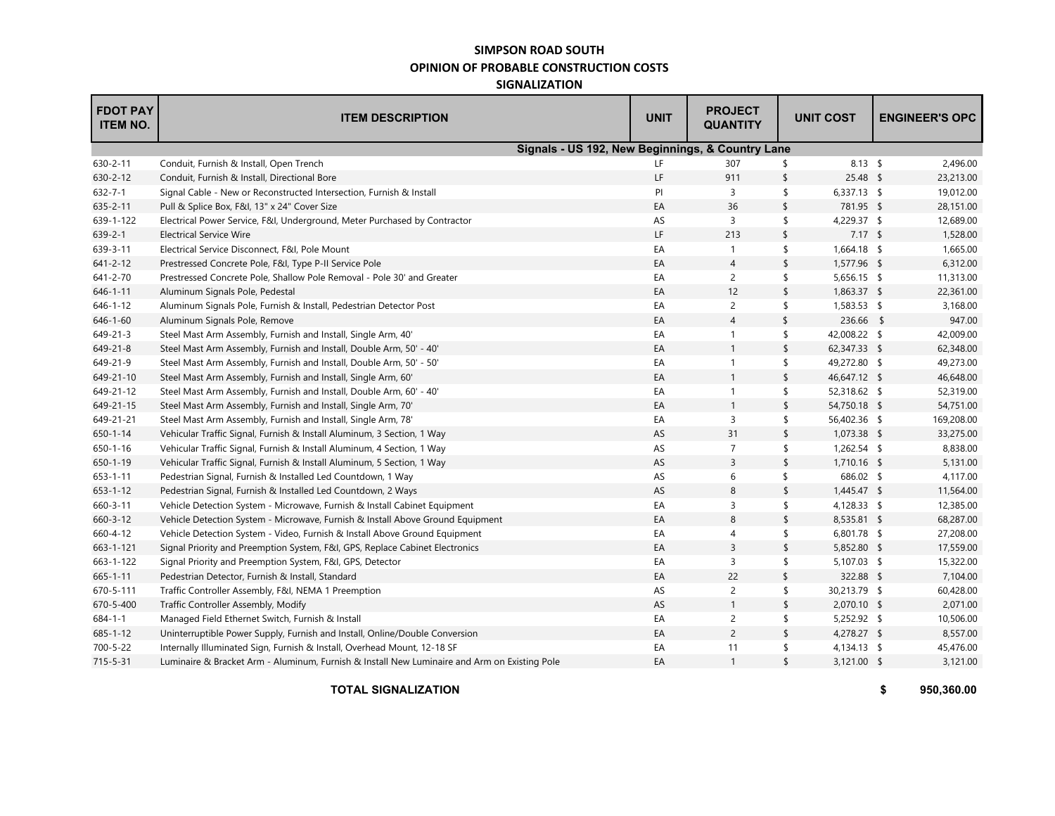**SIMPSON ROAD SOUTH**

**OPINION OF PROBABLE CONSTRUCTION COSTS**

**SIGNALIZATION**

| FDOT PAY ITEM NO. | ITEM DESCRIPTION | UNIT | PROJECT QUANTITY | UNIT COST | ENGINEER'S OPC |
|---|---|---|---|---|---|
| | **Signals - US 192, New Beginnings, & Country Lane** | | | | |
| 630-2-11 | Conduit, Furnish & Install, Open Trench | LF | 307 | $ 8.13 | $ 2,496.00 |
| 630-2-12 | Conduit, Furnish & Install, Directional Bore | LF | 911 | $ 25.48 | $ 23,213.00 |
| 632-7-1 | Signal Cable - New or Reconstructed Intersection, Furnish & Install | PI | 3 | $ 6,337.13 | $ 19,012.00 |
| 635-2-11 | Pull & Splice Box, F&I, 13" x 24" Cover Size | EA | 36 | $ 781.95 | $ 28,151.00 |
| 639-1-122 | Electrical Power Service, F&I, Underground, Meter Purchased by Contractor | AS | 3 | $ 4,229.37 | $ 12,689.00 |
| 639-2-1 | Electrical Service Wire | LF | 213 | $ 7.17 | $ 1,528.00 |
| 639-3-11 | Electrical Service Disconnect, F&I, Pole Mount | EA | 1 | $ 1,664.18 | $ 1,665.00 |
| 641-2-12 | Prestressed Concrete Pole, F&I, Type P-II Service Pole | EA | 4 | $ 1,577.96 | $ 6,312.00 |
| 641-2-70 | Prestressed Concrete Pole, Shallow Pole Removal - Pole 30' and Greater | EA | 2 | $ 5,656.15 | $ 11,313.00 |
| 646-1-11 | Aluminum Signals Pole, Pedestal | EA | 12 | $ 1,863.37 | $ 22,361.00 |
| 646-1-12 | Aluminum Signals Pole, Furnish & Install, Pedestrian Detector Post | EA | 2 | $ 1,583.53 | $ 3,168.00 |
| 646-1-60 | Aluminum Signals Pole, Remove | EA | 4 | $ 236.66 | $ 947.00 |
| 649-21-3 | Steel Mast Arm Assembly, Furnish and Install, Single Arm, 40' | EA | 1 | $ 42,008.22 | $ 42,009.00 |
| 649-21-8 | Steel Mast Arm Assembly, Furnish and Install, Double Arm, 50' - 40' | EA | 1 | $ 62,347.33 | $ 62,348.00 |
| 649-21-9 | Steel Mast Arm Assembly, Furnish and Install, Double Arm, 50' - 50' | EA | 1 | $ 49,272.80 | $ 49,273.00 |
| 649-21-10 | Steel Mast Arm Assembly, Furnish and Install, Single Arm, 60' | EA | 1 | $ 46,647.12 | $ 46,648.00 |
| 649-21-12 | Steel Mast Arm Assembly, Furnish and Install, Double Arm, 60' - 40' | EA | 1 | $ 52,318.62 | $ 52,319.00 |
| 649-21-15 | Steel Mast Arm Assembly, Furnish and Install, Single Arm, 70' | EA | 1 | $ 54,750.18 | $ 54,751.00 |
| 649-21-21 | Steel Mast Arm Assembly, Furnish and Install, Single Arm, 78' | EA | 3 | $ 56,402.36 | $ 169,208.00 |
| 650-1-14 | Vehicular Traffic Signal, Furnish & Install Aluminum, 3 Section, 1 Way | AS | 31 | $ 1,073.38 | $ 33,275.00 |
| 650-1-16 | Vehicular Traffic Signal, Furnish & Install Aluminum, 4 Section, 1 Way | AS | 7 | $ 1,262.54 | $ 8,838.00 |
| 650-1-19 | Vehicular Traffic Signal, Furnish & Install Aluminum, 5 Section, 1 Way | AS | 3 | $ 1,710.16 | $ 5,131.00 |
| 653-1-11 | Pedestrian Signal, Furnish & Installed Led Countdown, 1 Way | AS | 6 | $ 686.02 | $ 4,117.00 |
| 653-1-12 | Pedestrian Signal, Furnish & Installed Led Countdown, 2 Ways | AS | 8 | $ 1,445.47 | $ 11,564.00 |
| 660-3-11 | Vehicle Detection System - Microwave, Furnish & Install Cabinet Equipment | EA | 3 | $ 4,128.33 | $ 12,385.00 |
| 660-3-12 | Vehicle Detection System - Microwave, Furnish & Install Above Ground Equipment | EA | 8 | $ 8,535.81 | $ 68,287.00 |
| 660-4-12 | Vehicle Detection System - Video, Furnish & Install Above Ground Equipment | EA | 4 | $ 6,801.78 | $ 27,208.00 |
| 663-1-121 | Signal Priority and Preemption System, F&I, GPS, Replace Cabinet Electronics | EA | 3 | $ 5,852.80 | $ 17,559.00 |
| 663-1-122 | Signal Priority and Preemption System, F&I, GPS, Detector | EA | 3 | $ 5,107.03 | $ 15,322.00 |
| 665-1-11 | Pedestrian Detector, Furnish & Install, Standard | EA | 22 | $ 322.88 | $ 7,104.00 |
| 670-5-111 | Traffic Controller Assembly, F&I, NEMA 1 Preemption | AS | 2 | $ 30,213.79 | $ 60,428.00 |
| 670-5-400 | Traffic Controller Assembly, Modify | AS | 1 | $ 2,070.10 | $ 2,071.00 |
| 684-1-1 | Managed Field Ethernet Switch, Furnish & Install | EA | 2 | $ 5,252.92 | $ 10,506.00 |
| 685-1-12 | Uninterruptible Power Supply, Furnish and Install, Online/Double Conversion | EA | 2 | $ 4,278.27 | $ 8,557.00 |
| 700-5-22 | Internally Illuminated Sign, Furnish & Install, Overhead Mount, 12-18 SF | EA | 11 | $ 4,134.13 | $ 45,476.00 |
| 715-5-31 | Luminaire & Bracket Arm - Aluminum, Furnish & Install New Luminaire and Arm on Existing Pole | EA | 1 | $ 3,121.00 | $ 3,121.00 |
| | **TOTAL SIGNALIZATION** | | | | **$ 950,360.00** |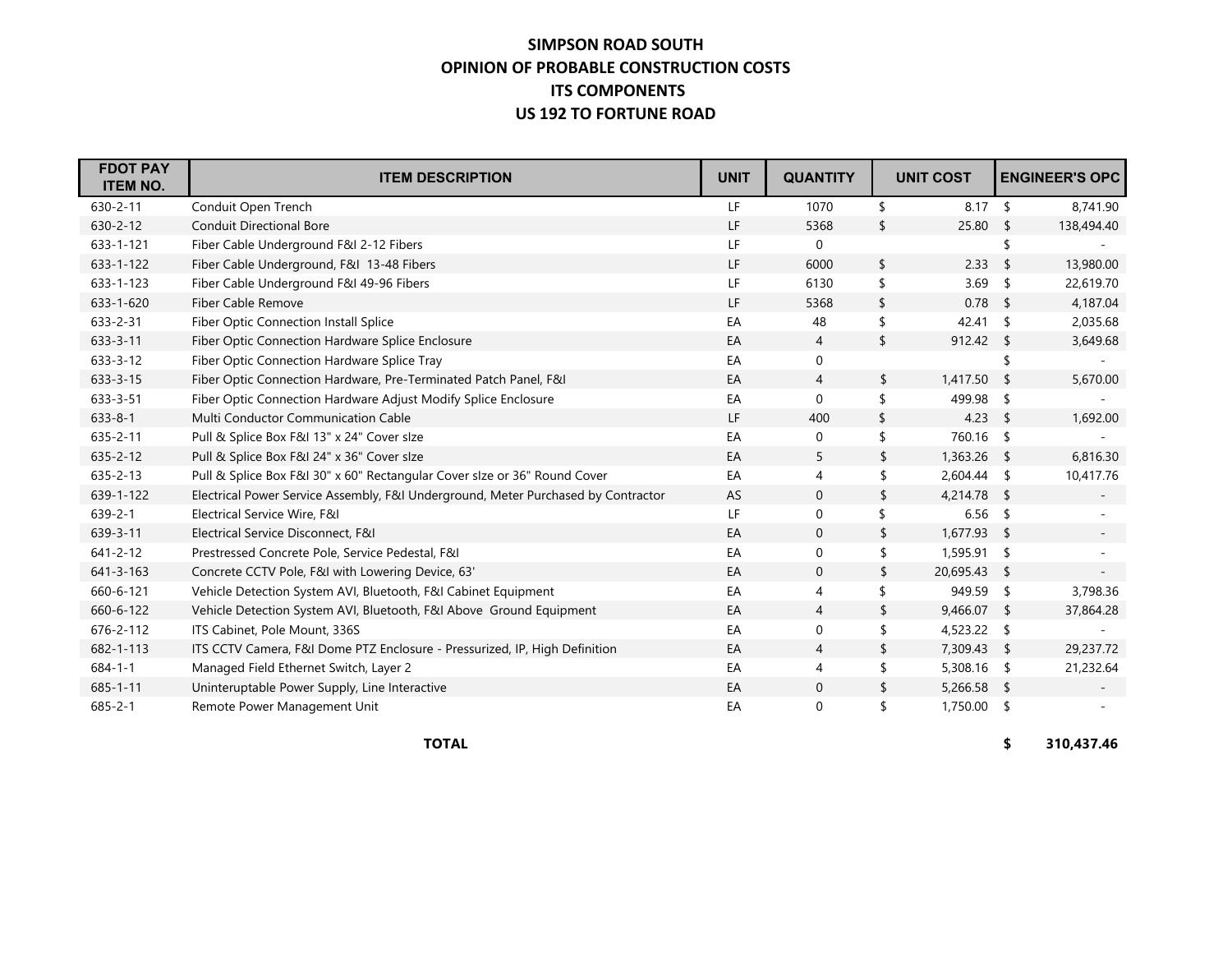# SIMPSON ROAD SOUTH
## OPINION OF PROBABLE CONSTRUCTION COSTS
## ITS COMPONENTS
## US 192 TO FORTUNE ROAD

| FDOT PAY ITEM NO. | ITEM DESCRIPTION | UNIT | QUANTITY | UNIT COST | ENGINEER'S OPC |
|---|---|---|---|---|---|
| 630-2-11 | Conduit Open Trench | LF | 1070 | $ 8.17 | $ 8,741.90 |
| 630-2-12 | Conduit Directional Bore | LF | 5368 | $ 25.80 | $ 138,494.40 |
| 633-1-121 | Fiber Cable Underground F&I 2-12 Fibers | LF | 0 | | $ - |
| 633-1-122 | Fiber Cable Underground, F&I 13-48 Fibers | LF | 6000 | $ 2.33 | $ 13,980.00 |
| 633-1-123 | Fiber Cable Underground F&I 49-96 Fibers | LF | 6130 | $ 3.69 | $ 22,619.70 |
| 633-1-620 | Fiber Cable Remove | LF | 5368 | $ 0.78 | $ 4,187.04 |
| 633-2-31 | Fiber Optic Connection Install Splice | EA | 48 | $ 42.41 | $ 2,035.68 |
| 633-3-11 | Fiber Optic Connection Hardware Splice Enclosure | EA | 4 | $ 912.42 | $ 3,649.68 |
| 633-3-12 | Fiber Optic Connection Hardware Splice Tray | EA | 0 | | $ - |
| 633-3-15 | Fiber Optic Connection Hardware, Pre-Terminated Patch Panel, F&I | EA | 4 | $ 1,417.50 | $ 5,670.00 |
| 633-3-51 | Fiber Optic Connection Hardware Adjust Modify Splice Enclosure | EA | 0 | $ 499.98 | $ - |
| 633-8-1 | Multi Conductor Communication Cable | LF | 400 | $ 4.23 | $ 1,692.00 |
| 635-2-11 | Pull & Splice Box F&I 13" x 24" Cover sIze | EA | 0 | $ 760.16 | $ - |
| 635-2-12 | Pull & Splice Box F&I 24" x 36" Cover sIze | EA | 5 | $ 1,363.26 | $ 6,816.30 |
| 635-2-13 | Pull & Splice Box F&I 30" x 60" Rectangular Cover sIze or 36" Round Cover | EA | 4 | $ 2,604.44 | $ 10,417.76 |
| 639-1-122 | Electrical Power Service Assembly, F&I Underground, Meter Purchased by Contractor | AS | 0 | $ 4,214.78 | $ - |
| 639-2-1 | Electrical Service Wire, F&I | LF | 0 | $ 6.56 | $ - |
| 639-3-11 | Electrical Service Disconnect, F&I | EA | 0 | $ 1,677.93 | $ - |
| 641-2-12 | Prestressed Concrete Pole, Service Pedestal, F&I | EA | 0 | $ 1,595.91 | $ - |
| 641-3-163 | Concrete CCTV Pole, F&I with Lowering Device, 63' | EA | 0 | $ 20,695.43 | $ - |
| 660-6-121 | Vehicle Detection System AVI, Bluetooth, F&I Cabinet Equipment | EA | 4 | $ 949.59 | $ 3,798.36 |
| 660-6-122 | Vehicle Detection System AVI, Bluetooth, F&I Above Ground Equipment | EA | 4 | $ 9,466.07 | $ 37,864.28 |
| 676-2-112 | ITS Cabinet, Pole Mount, 336S | EA | 0 | $ 4,523.22 | $ - |
| 682-1-113 | ITS CCTV Camera, F&I Dome PTZ Enclosure - Pressurized, IP, High Definition | EA | 4 | $ 7,309.43 | $ 29,237.72 |
| 684-1-1 | Managed Field Ethernet Switch, Layer 2 | EA | 4 | $ 5,308.16 | $ 21,232.64 |
| 685-1-11 | Uninteruptable Power Supply, Line Interactive | EA | 0 | $ 5,266.58 | $ - |
| 685-2-1 | Remote Power Management Unit | EA | 0 | $ 1,750.00 | $ - |
| | **TOTAL** | | | | **$ 310,437.46** |